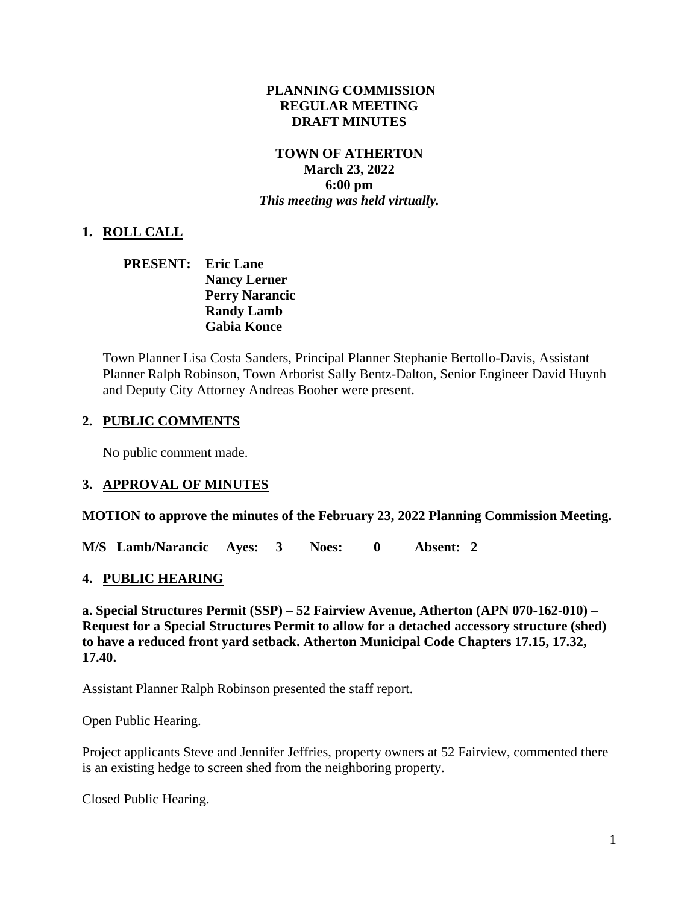**PLANNING COMMISSION**
**REGULAR MEETING**
**DRAFT MINUTES**

**TOWN OF ATHERTON**
**March 23, 2022**
**6:00 pm**
***This meeting was held virtually.***

## 1. ROLL CALL

**PRESENT: Eric Lane**
**Nancy Lerner**
**Perry Narancic**
**Randy Lamb**
**Gabia Konce**

Town Planner Lisa Costa Sanders, Principal Planner Stephanie Bertollo-Davis, Assistant Planner Ralph Robinson, Town Arborist Sally Bentz-Dalton, Senior Engineer David Huynh and Deputy City Attorney Andreas Booher were present.

## 2. PUBLIC COMMENTS

No public comment made.

## 3. APPROVAL OF MINUTES

**MOTION to approve the minutes of the February 23, 2022 Planning Commission Meeting.**

**M/S Lamb/Narancic Ayes: 3 Noes: 0 Absent: 2**

## 4. PUBLIC HEARING

**a. Special Structures Permit (SSP) – 52 Fairview Avenue, Atherton (APN 070-162-010) – Request for a Special Structures Permit to allow for a detached accessory structure (shed) to have a reduced front yard setback. Atherton Municipal Code Chapters 17.15, 17.32, 17.40.**

Assistant Planner Ralph Robinson presented the staff report.

Open Public Hearing.

Project applicants Steve and Jennifer Jeffries, property owners at 52 Fairview, commented there is an existing hedge to screen shed from the neighboring property.

Closed Public Hearing.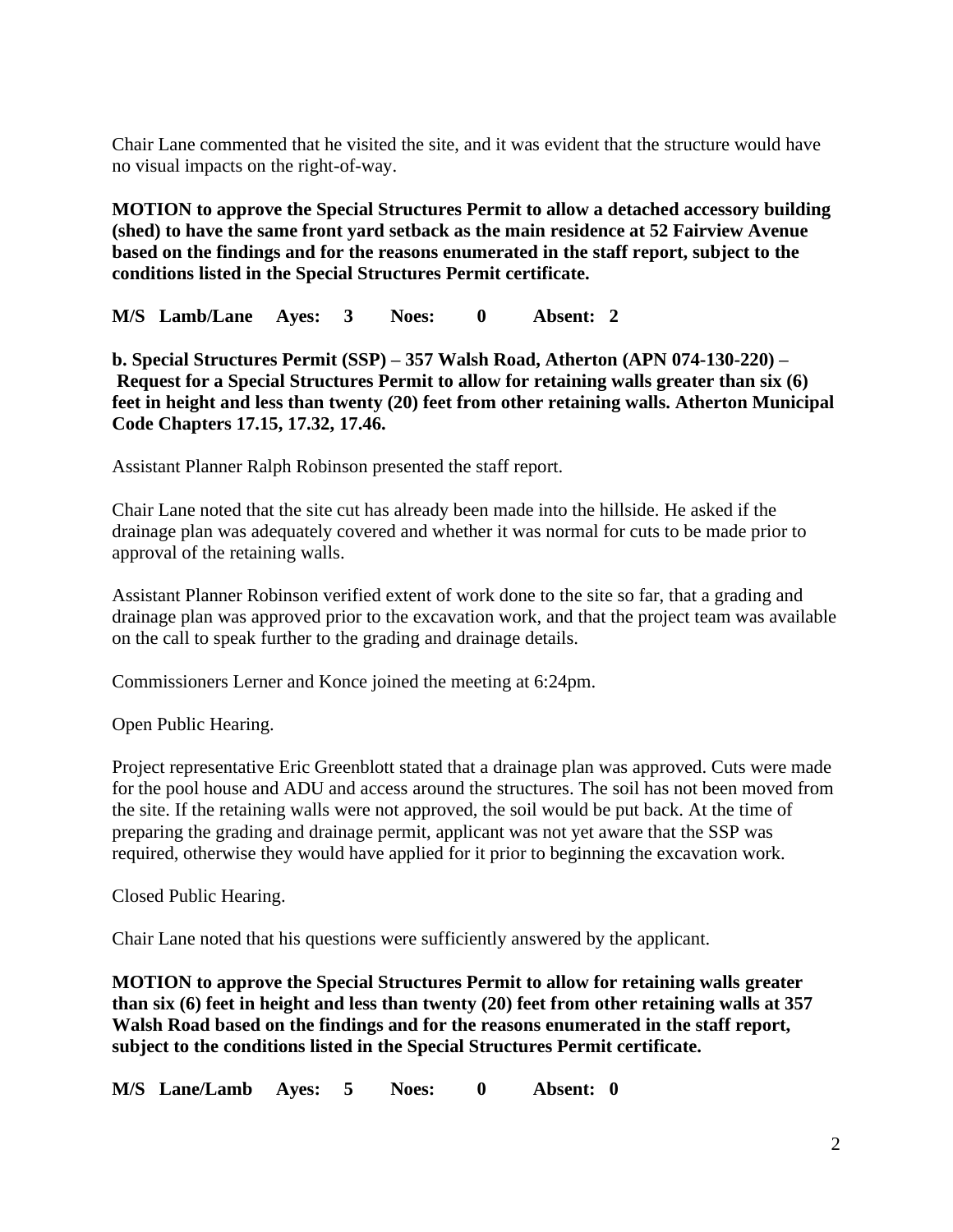Chair Lane commented that he visited the site, and it was evident that the structure would have no visual impacts on the right-of-way.

**MOTION to approve the Special Structures Permit to allow a detached accessory building (shed) to have the same front yard setback as the main residence at 52 Fairview Avenue based on the findings and for the reasons enumerated in the staff report, subject to the conditions listed in the Special Structures Permit certificate.**

**M/S Lamb/Lane Ayes: 3 Noes: 0 Absent: 2**

**b. Special Structures Permit (SSP) – 357 Walsh Road, Atherton (APN 074-130-220) – Request for a Special Structures Permit to allow for retaining walls greater than six (6) feet in height and less than twenty (20) feet from other retaining walls. Atherton Municipal Code Chapters 17.15, 17.32, 17.46.**

Assistant Planner Ralph Robinson presented the staff report.

Chair Lane noted that the site cut has already been made into the hillside. He asked if the drainage plan was adequately covered and whether it was normal for cuts to be made prior to approval of the retaining walls.

Assistant Planner Robinson verified extent of work done to the site so far, that a grading and drainage plan was approved prior to the excavation work, and that the project team was available on the call to speak further to the grading and drainage details.

Commissioners Lerner and Konce joined the meeting at 6:24pm.

Open Public Hearing.

Project representative Eric Greenblott stated that a drainage plan was approved. Cuts were made for the pool house and ADU and access around the structures. The soil has not been moved from the site. If the retaining walls were not approved, the soil would be put back. At the time of preparing the grading and drainage permit, applicant was not yet aware that the SSP was required, otherwise they would have applied for it prior to beginning the excavation work.

Closed Public Hearing.

Chair Lane noted that his questions were sufficiently answered by the applicant.

**MOTION to approve the Special Structures Permit to allow for retaining walls greater than six (6) feet in height and less than twenty (20) feet from other retaining walls at 357 Walsh Road based on the findings and for the reasons enumerated in the staff report, subject to the conditions listed in the Special Structures Permit certificate.**

**M/S Lane/Lamb Ayes: 5 Noes: 0 Absent: 0**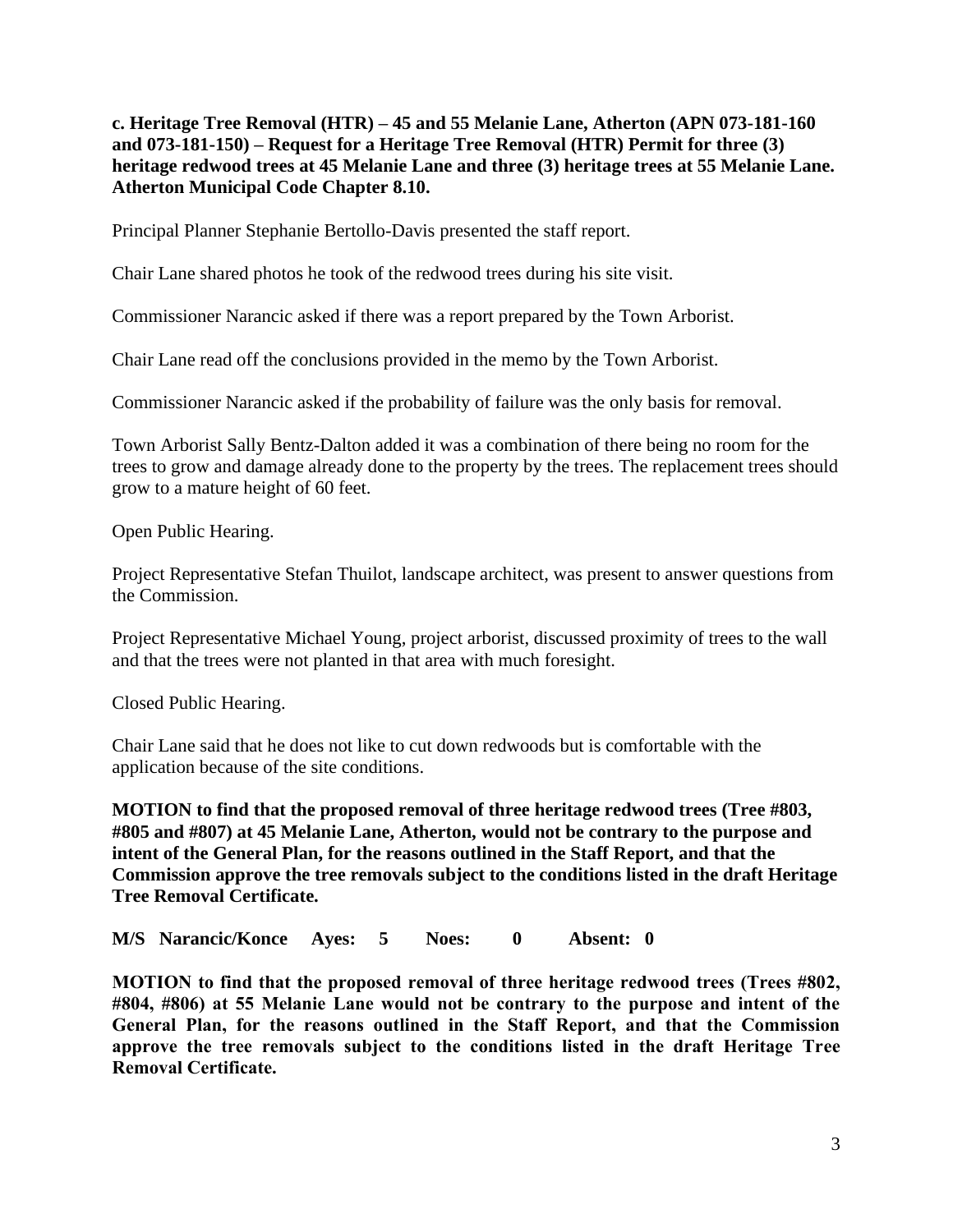**c. Heritage Tree Removal (HTR) – 45 and 55 Melanie Lane, Atherton (APN 073-181-160 and 073-181-150) – Request for a Heritage Tree Removal (HTR) Permit for three (3) heritage redwood trees at 45 Melanie Lane and three (3) heritage trees at 55 Melanie Lane. Atherton Municipal Code Chapter 8.10.**

Principal Planner Stephanie Bertollo-Davis presented the staff report.

Chair Lane shared photos he took of the redwood trees during his site visit.

Commissioner Narancic asked if there was a report prepared by the Town Arborist.

Chair Lane read off the conclusions provided in the memo by the Town Arborist.

Commissioner Narancic asked if the probability of failure was the only basis for removal.

Town Arborist Sally Bentz-Dalton added it was a combination of there being no room for the trees to grow and damage already done to the property by the trees. The replacement trees should grow to a mature height of 60 feet.

Open Public Hearing.

Project Representative Stefan Thuilot, landscape architect, was present to answer questions from the Commission.

Project Representative Michael Young, project arborist, discussed proximity of trees to the wall and that the trees were not planted in that area with much foresight.

Closed Public Hearing.

Chair Lane said that he does not like to cut down redwoods but is comfortable with the application because of the site conditions.

**MOTION to find that the proposed removal of three heritage redwood trees (Tree #803, #805 and #807) at 45 Melanie Lane, Atherton, would not be contrary to the purpose and intent of the General Plan, for the reasons outlined in the Staff Report, and that the Commission approve the tree removals subject to the conditions listed in the draft Heritage Tree Removal Certificate.**

**M/S Narancic/Konce Ayes: 5 Noes: 0 Absent: 0**

**MOTION to find that the proposed removal of three heritage redwood trees (Trees #802, #804, #806) at 55 Melanie Lane would not be contrary to the purpose and intent of the General Plan, for the reasons outlined in the Staff Report, and that the Commission approve the tree removals subject to the conditions listed in the draft Heritage Tree Removal Certificate.**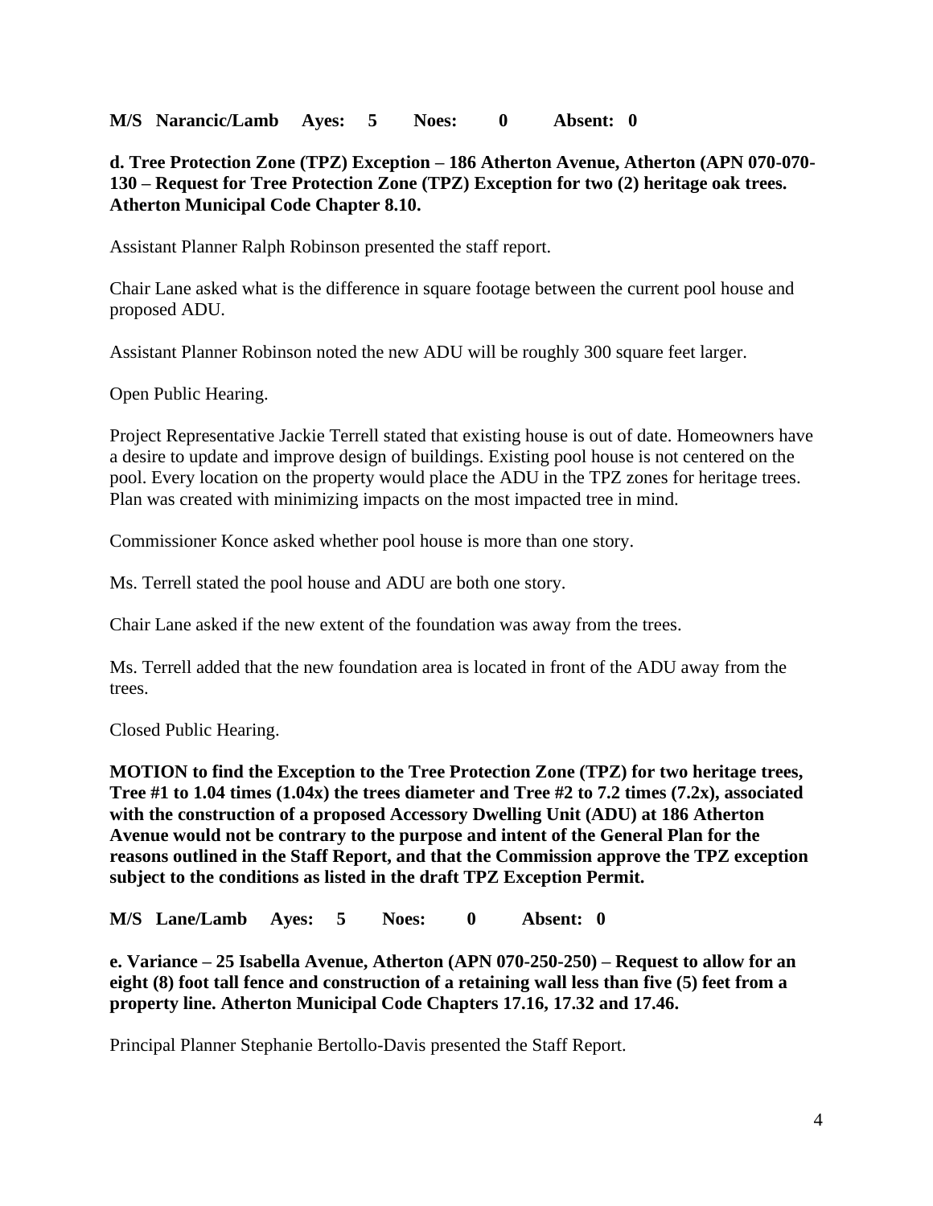**M/S Narancic/Lamb Ayes: 5 Noes: 0 Absent: 0**

**d. Tree Protection Zone (TPZ) Exception – 186 Atherton Avenue, Atherton (APN 070-070-130 – Request for Tree Protection Zone (TPZ) Exception for two (2) heritage oak trees. Atherton Municipal Code Chapter 8.10.**

Assistant Planner Ralph Robinson presented the staff report.

Chair Lane asked what is the difference in square footage between the current pool house and proposed ADU.

Assistant Planner Robinson noted the new ADU will be roughly 300 square feet larger.

Open Public Hearing.

Project Representative Jackie Terrell stated that existing house is out of date. Homeowners have a desire to update and improve design of buildings. Existing pool house is not centered on the pool. Every location on the property would place the ADU in the TPZ zones for heritage trees. Plan was created with minimizing impacts on the most impacted tree in mind.

Commissioner Konce asked whether pool house is more than one story.

Ms. Terrell stated the pool house and ADU are both one story.

Chair Lane asked if the new extent of the foundation was away from the trees.

Ms. Terrell added that the new foundation area is located in front of the ADU away from the trees.

Closed Public Hearing.

**MOTION to find the Exception to the Tree Protection Zone (TPZ) for two heritage trees, Tree #1 to 1.04 times (1.04x) the trees diameter and Tree #2 to 7.2 times (7.2x), associated with the construction of a proposed Accessory Dwelling Unit (ADU) at 186 Atherton Avenue would not be contrary to the purpose and intent of the General Plan for the reasons outlined in the Staff Report, and that the Commission approve the TPZ exception subject to the conditions as listed in the draft TPZ Exception Permit.**

**M/S Lane/Lamb Ayes: 5 Noes: 0 Absent: 0**

**e. Variance – 25 Isabella Avenue, Atherton (APN 070-250-250) – Request to allow for an eight (8) foot tall fence and construction of a retaining wall less than five (5) feet from a property line. Atherton Municipal Code Chapters 17.16, 17.32 and 17.46.**

Principal Planner Stephanie Bertollo-Davis presented the Staff Report.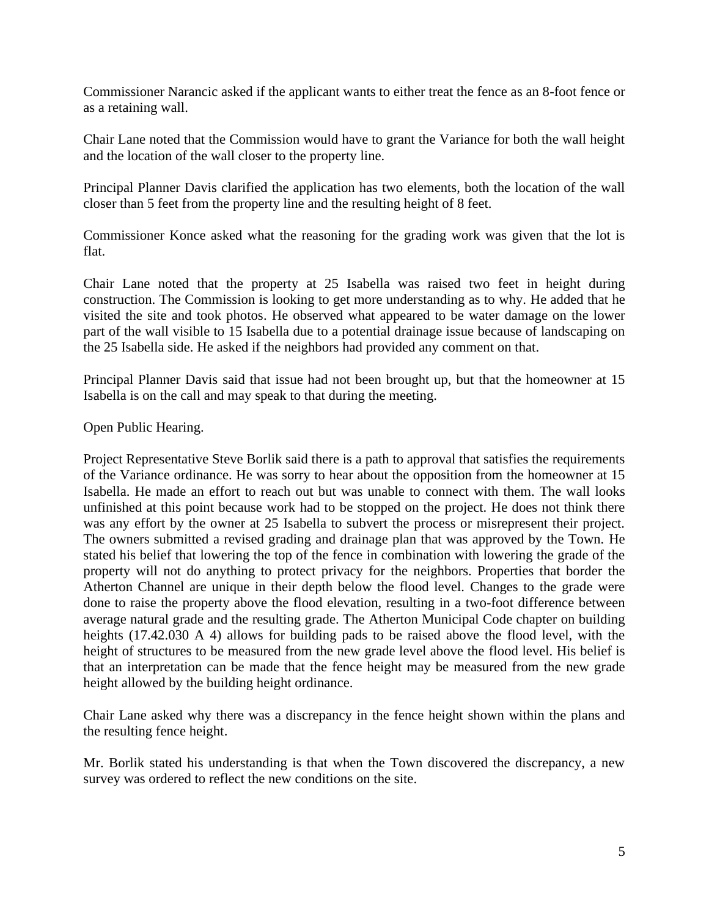Commissioner Narancic asked if the applicant wants to either treat the fence as an 8-foot fence or as a retaining wall.

Chair Lane noted that the Commission would have to grant the Variance for both the wall height and the location of the wall closer to the property line.

Principal Planner Davis clarified the application has two elements, both the location of the wall closer than 5 feet from the property line and the resulting height of 8 feet.

Commissioner Konce asked what the reasoning for the grading work was given that the lot is flat.

Chair Lane noted that the property at 25 Isabella was raised two feet in height during construction. The Commission is looking to get more understanding as to why. He added that he visited the site and took photos. He observed what appeared to be water damage on the lower part of the wall visible to 15 Isabella due to a potential drainage issue because of landscaping on the 25 Isabella side. He asked if the neighbors had provided any comment on that.

Principal Planner Davis said that issue had not been brought up, but that the homeowner at 15 Isabella is on the call and may speak to that during the meeting.

Open Public Hearing.

Project Representative Steve Borlik said there is a path to approval that satisfies the requirements of the Variance ordinance. He was sorry to hear about the opposition from the homeowner at 15 Isabella. He made an effort to reach out but was unable to connect with them. The wall looks unfinished at this point because work had to be stopped on the project. He does not think there was any effort by the owner at 25 Isabella to subvert the process or misrepresent their project. The owners submitted a revised grading and drainage plan that was approved by the Town. He stated his belief that lowering the top of the fence in combination with lowering the grade of the property will not do anything to protect privacy for the neighbors. Properties that border the Atherton Channel are unique in their depth below the flood level. Changes to the grade were done to raise the property above the flood elevation, resulting in a two-foot difference between average natural grade and the resulting grade. The Atherton Municipal Code chapter on building heights (17.42.030 A 4) allows for building pads to be raised above the flood level, with the height of structures to be measured from the new grade level above the flood level. His belief is that an interpretation can be made that the fence height may be measured from the new grade height allowed by the building height ordinance.

Chair Lane asked why there was a discrepancy in the fence height shown within the plans and the resulting fence height.

Mr. Borlik stated his understanding is that when the Town discovered the discrepancy, a new survey was ordered to reflect the new conditions on the site.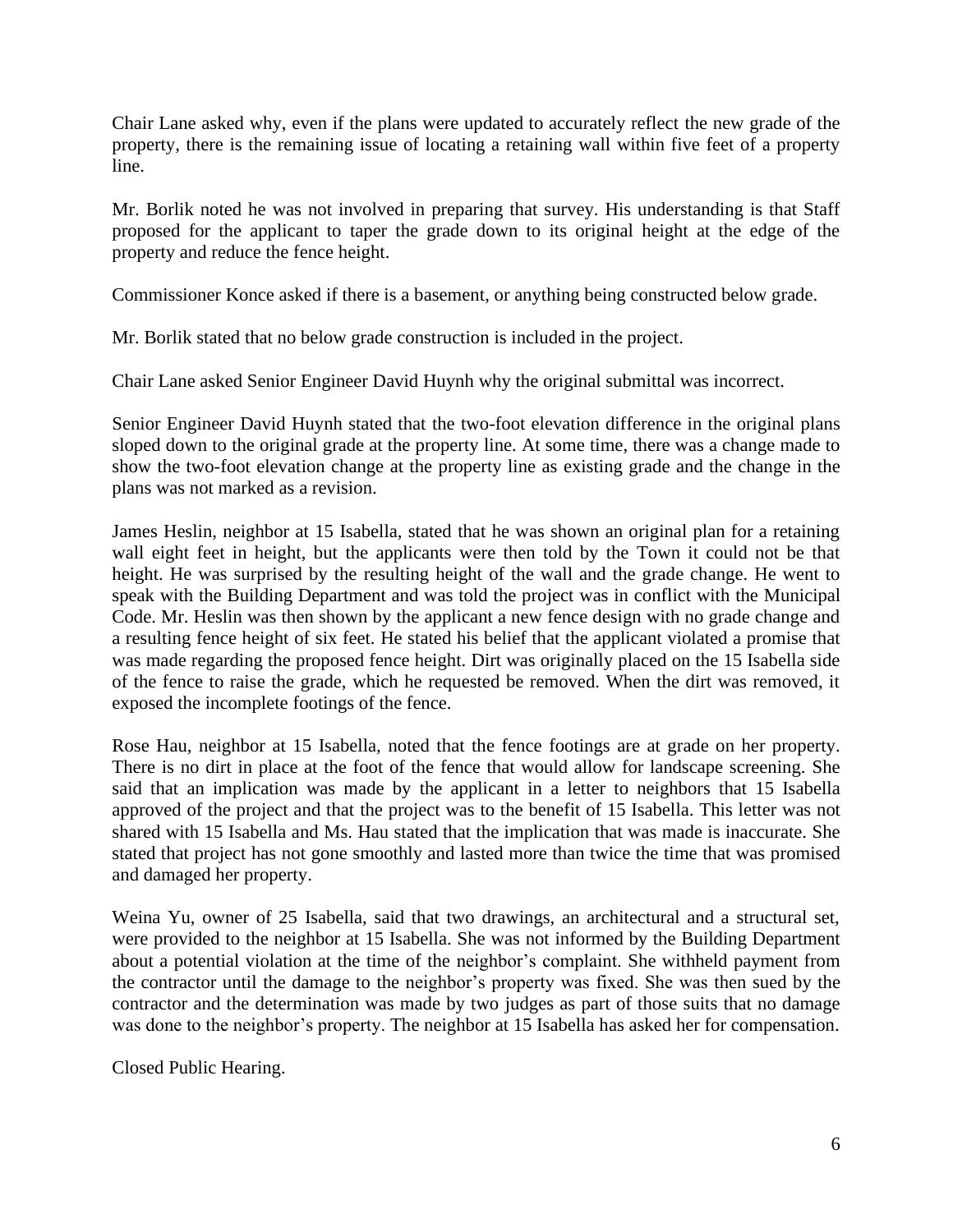Chair Lane asked why, even if the plans were updated to accurately reflect the new grade of the property, there is the remaining issue of locating a retaining wall within five feet of a property line.

Mr. Borlik noted he was not involved in preparing that survey. His understanding is that Staff proposed for the applicant to taper the grade down to its original height at the edge of the property and reduce the fence height.

Commissioner Konce asked if there is a basement, or anything being constructed below grade.

Mr. Borlik stated that no below grade construction is included in the project.

Chair Lane asked Senior Engineer David Huynh why the original submittal was incorrect.

Senior Engineer David Huynh stated that the two-foot elevation difference in the original plans sloped down to the original grade at the property line. At some time, there was a change made to show the two-foot elevation change at the property line as existing grade and the change in the plans was not marked as a revision.

James Heslin, neighbor at 15 Isabella, stated that he was shown an original plan for a retaining wall eight feet in height, but the applicants were then told by the Town it could not be that height. He was surprised by the resulting height of the wall and the grade change. He went to speak with the Building Department and was told the project was in conflict with the Municipal Code. Mr. Heslin was then shown by the applicant a new fence design with no grade change and a resulting fence height of six feet. He stated his belief that the applicant violated a promise that was made regarding the proposed fence height. Dirt was originally placed on the 15 Isabella side of the fence to raise the grade, which he requested be removed. When the dirt was removed, it exposed the incomplete footings of the fence.

Rose Hau, neighbor at 15 Isabella, noted that the fence footings are at grade on her property. There is no dirt in place at the foot of the fence that would allow for landscape screening. She said that an implication was made by the applicant in a letter to neighbors that 15 Isabella approved of the project and that the project was to the benefit of 15 Isabella. This letter was not shared with 15 Isabella and Ms. Hau stated that the implication that was made is inaccurate. She stated that project has not gone smoothly and lasted more than twice the time that was promised and damaged her property.

Weina Yu, owner of 25 Isabella, said that two drawings, an architectural and a structural set, were provided to the neighbor at 15 Isabella. She was not informed by the Building Department about a potential violation at the time of the neighbor's complaint. She withheld payment from the contractor until the damage to the neighbor's property was fixed. She was then sued by the contractor and the determination was made by two judges as part of those suits that no damage was done to the neighbor's property. The neighbor at 15 Isabella has asked her for compensation.

Closed Public Hearing.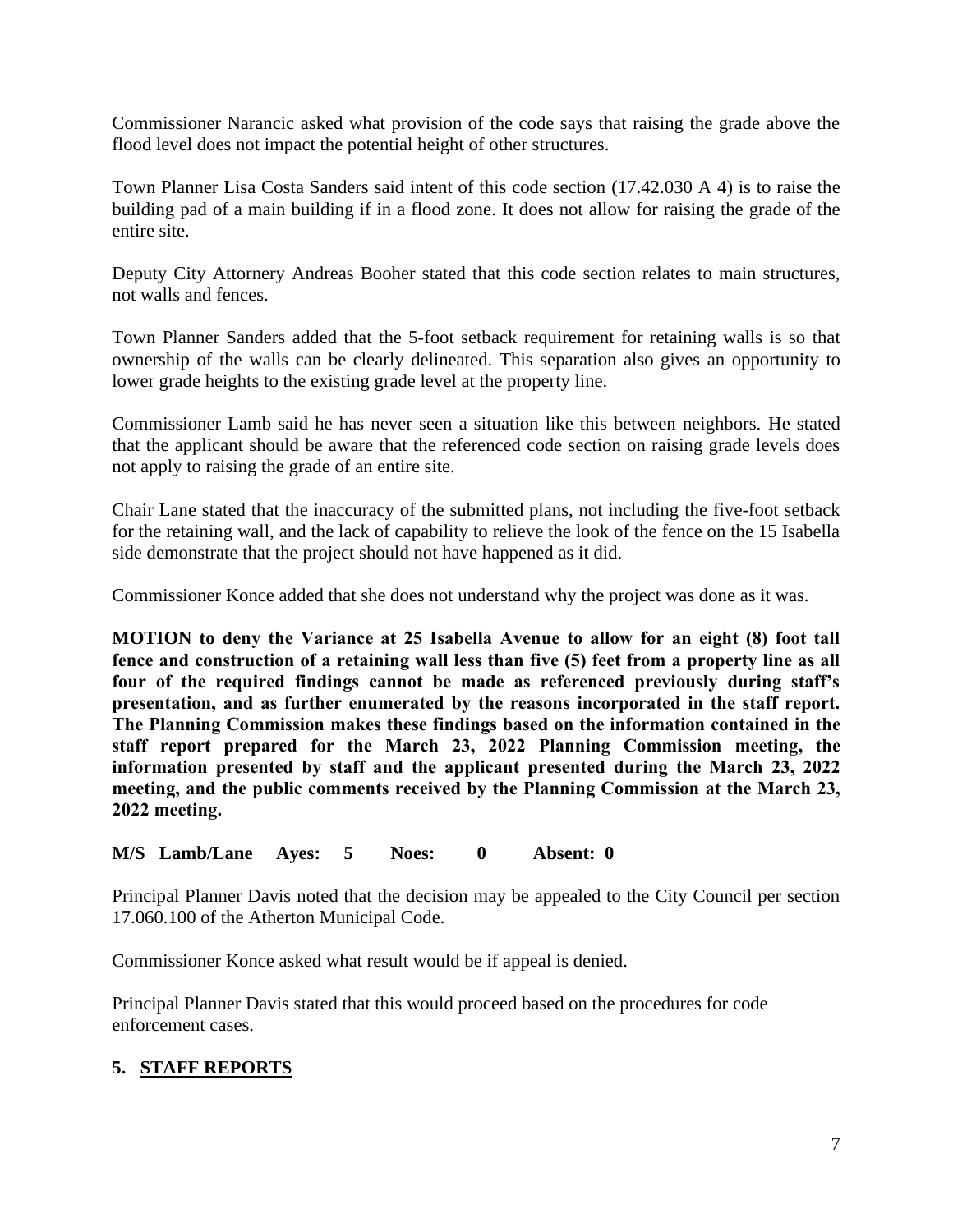Commissioner Narancic asked what provision of the code says that raising the grade above the flood level does not impact the potential height of other structures.

Town Planner Lisa Costa Sanders said intent of this code section (17.42.030 A 4) is to raise the building pad of a main building if in a flood zone. It does not allow for raising the grade of the entire site.

Deputy City Attorney Andreas Booher stated that this code section relates to main structures, not walls and fences.

Town Planner Sanders added that the 5-foot setback requirement for retaining walls is so that ownership of the walls can be clearly delineated. This separation also gives an opportunity to lower grade heights to the existing grade level at the property line.

Commissioner Lamb said he has never seen a situation like this between neighbors. He stated that the applicant should be aware that the referenced code section on raising grade levels does not apply to raising the grade of an entire site.

Chair Lane stated that the inaccuracy of the submitted plans, not including the five-foot setback for the retaining wall, and the lack of capability to relieve the look of the fence on the 15 Isabella side demonstrate that the project should not have happened as it did.

Commissioner Konce added that she does not understand why the project was done as it was.

**MOTION to deny the Variance at 25 Isabella Avenue to allow for an eight (8) foot tall fence and construction of a retaining wall less than five (5) feet from a property line as all four of the required findings cannot be made as referenced previously during staff's presentation, and as further enumerated by the reasons incorporated in the staff report. The Planning Commission makes these findings based on the information contained in the staff report prepared for the March 23, 2022 Planning Commission meeting, the information presented by staff and the applicant presented during the March 23, 2022 meeting, and the public comments received by the Planning Commission at the March 23, 2022 meeting.**

**M/S Lamb/Lane Ayes: 5 Noes: 0 Absent: 0**

Principal Planner Davis noted that the decision may be appealed to the City Council per section 17.060.100 of the Atherton Municipal Code.

Commissioner Konce asked what result would be if appeal is denied.

Principal Planner Davis stated that this would proceed based on the procedures for code enforcement cases.

## 5. STAFF REPORTS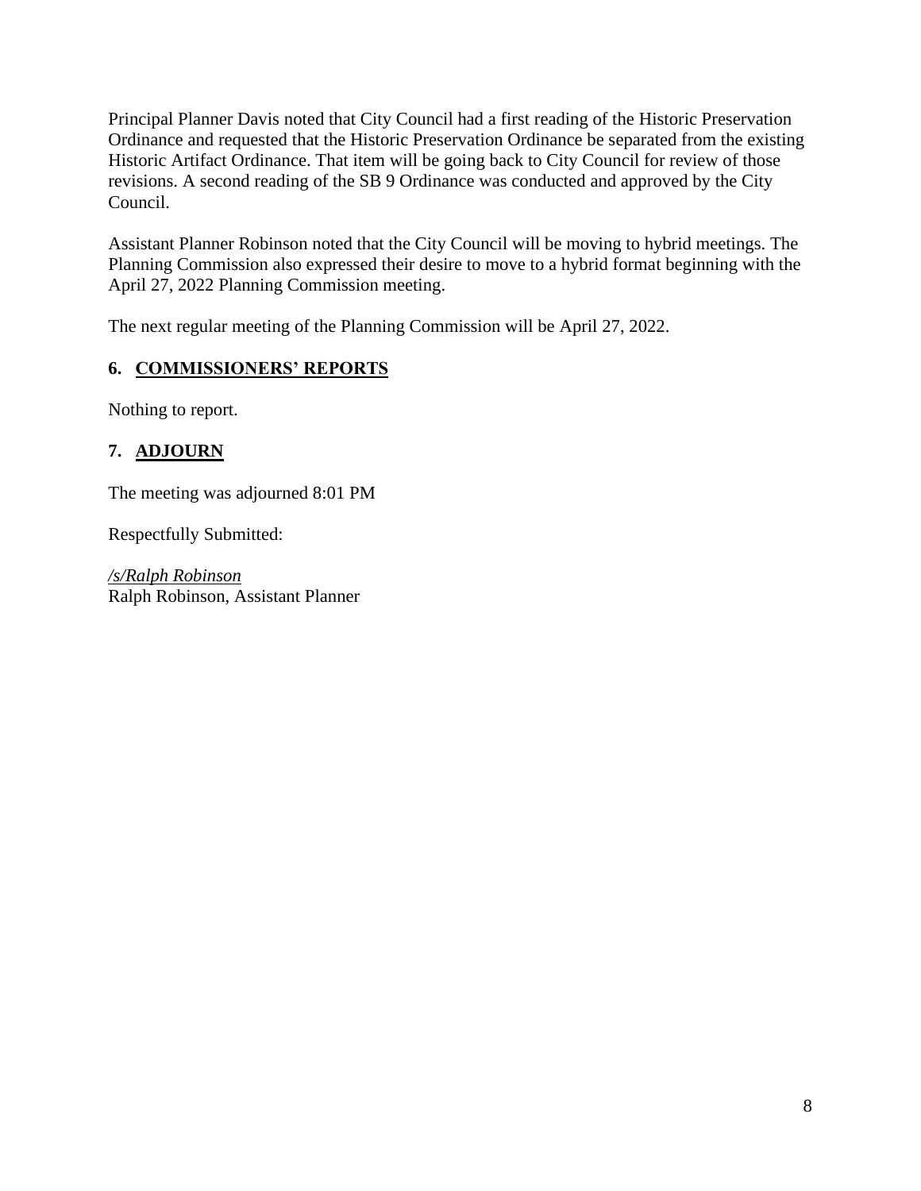Principal Planner Davis noted that City Council had a first reading of the Historic Preservation Ordinance and requested that the Historic Preservation Ordinance be separated from the existing Historic Artifact Ordinance. That item will be going back to City Council for review of those revisions. A second reading of the SB 9 Ordinance was conducted and approved by the City Council.

Assistant Planner Robinson noted that the City Council will be moving to hybrid meetings. The Planning Commission also expressed their desire to move to a hybrid format beginning with the April 27, 2022 Planning Commission meeting.

The next regular meeting of the Planning Commission will be April 27, 2022.

## 6. COMMISSIONERS' REPORTS

Nothing to report.

## 7. ADJOURN

The meeting was adjourned 8:01 PM

Respectfully Submitted:

*/s/Ralph Robinson*
Ralph Robinson, Assistant Planner